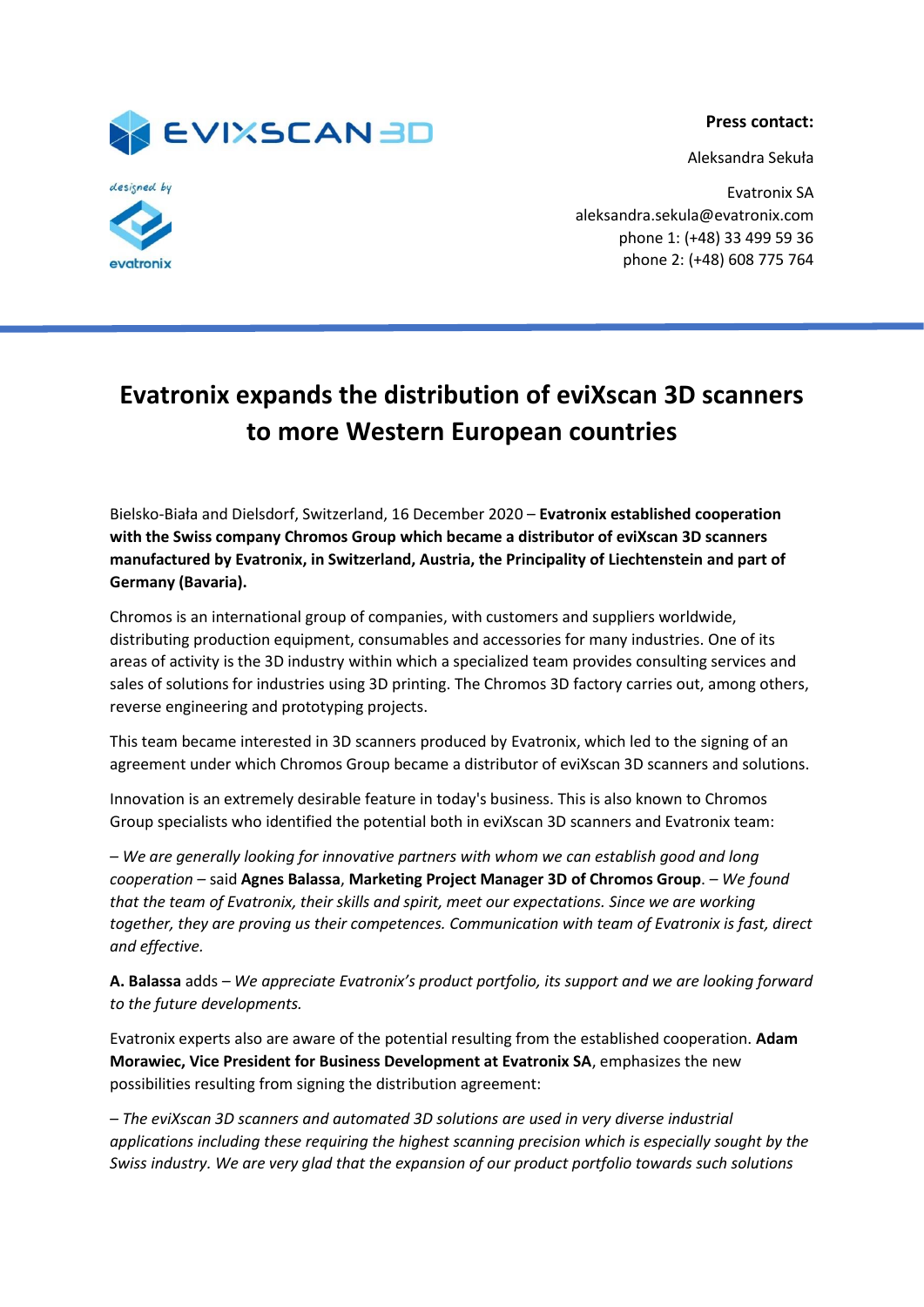**Press contact:**

Aleksandra Sekuła

Evatronix SA
aleksandra.sekula@evatronix.com
phone 1: (+48) 33 499 59 36
phone 2: (+48) 608 775 764

# Evatronix expands the distribution of eviXscan 3D scanners to more Western European countries

Bielsko-Biała and Dielsdorf, Switzerland, 16 December 2020 – **Evatronix established cooperation with the Swiss company Chromos Group which became a distributor of eviXscan 3D scanners manufactured by Evatronix, in Switzerland, Austria, the Principality of Liechtenstein and part of Germany (Bavaria).**

Chromos is an international group of companies, with customers and suppliers worldwide, distributing production equipment, consumables and accessories for many industries. One of its areas of activity is the 3D industry within which a specialized team provides consulting services and sales of solutions for industries using 3D printing. The Chromos 3D factory carries out, among others, reverse engineering and prototyping projects.

This team became interested in 3D scanners produced by Evatronix, which led to the signing of an agreement under which Chromos Group became a distributor of eviXscan 3D scanners and solutions.

Innovation is an extremely desirable feature in today's business. This is also known to Chromos Group specialists who identified the potential both in eviXscan 3D scanners and Evatronix team:

– *We are generally looking for innovative partners with whom we can establish good and long cooperation* – said **Agnes Balassa**, **Marketing Project Manager 3D of Chromos Group**. – *We found that the team of Evatronix, their skills and spirit, meet our expectations. Since we are working together, they are proving us their competences. Communication with team of Evatronix is fast, direct and effective.*

**A. Balassa** adds – *We appreciate Evatronix's product portfolio, its support and we are looking forward to the future developments.*

Evatronix experts also are aware of the potential resulting from the established cooperation. **Adam Morawiec, Vice President for Business Development at Evatronix SA**, emphasizes the new possibilities resulting from signing the distribution agreement:

– *The eviXscan 3D scanners and automated 3D solutions are used in very diverse industrial applications including these requiring the highest scanning precision which is especially sought by the Swiss industry. We are very glad that the expansion of our product portfolio towards such solutions*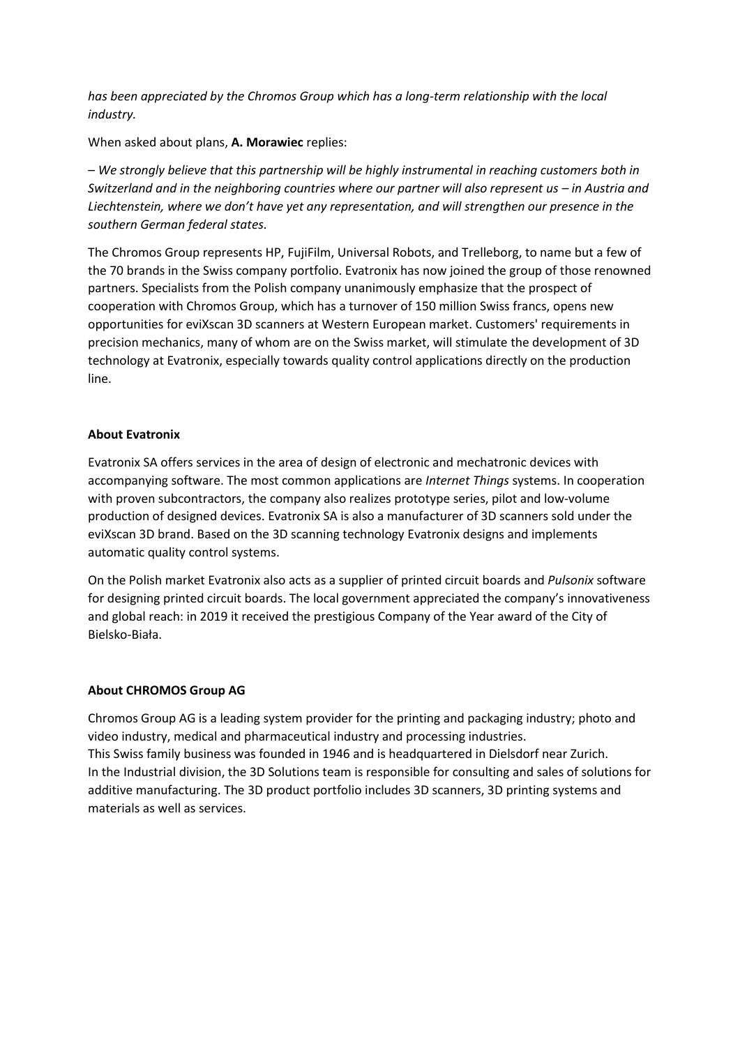*has been appreciated by the Chromos Group which has a long-term relationship with the local industry.*

When asked about plans, **A. Morawiec** replies:

*– We strongly believe that this partnership will be highly instrumental in reaching customers both in Switzerland and in the neighboring countries where our partner will also represent us – in Austria and Liechtenstein, where we don't have yet any representation, and will strengthen our presence in the southern German federal states.*

The Chromos Group represents HP, FujiFilm, Universal Robots, and Trelleborg, to name but a few of the 70 brands in the Swiss company portfolio. Evatronix has now joined the group of those renowned partners. Specialists from the Polish company unanimously emphasize that the prospect of cooperation with Chromos Group, which has a turnover of 150 million Swiss francs, opens new opportunities for eviXscan 3D scanners at Western European market. Customers' requirements in precision mechanics, many of whom are on the Swiss market, will stimulate the development of 3D technology at Evatronix, especially towards quality control applications directly on the production line.

**About Evatronix**

Evatronix SA offers services in the area of design of electronic and mechatronic devices with accompanying software. The most common applications are *Internet Things* systems. In cooperation with proven subcontractors, the company also realizes prototype series, pilot and low-volume production of designed devices. Evatronix SA is also a manufacturer of 3D scanners sold under the eviXscan 3D brand. Based on the 3D scanning technology Evatronix designs and implements automatic quality control systems.

On the Polish market Evatronix also acts as a supplier of printed circuit boards and *Pulsonix* software for designing printed circuit boards. The local government appreciated the company's innovativeness and global reach: in 2019 it received the prestigious Company of the Year award of the City of Bielsko-Biała.

**About CHROMOS Group AG**

Chromos Group AG is a leading system provider for the printing and packaging industry; photo and video industry, medical and pharmaceutical industry and processing industries.
This Swiss family business was founded in 1946 and is headquartered in Dielsdorf near Zurich.
In the Industrial division, the 3D Solutions team is responsible for consulting and sales of solutions for additive manufacturing. The 3D product portfolio includes 3D scanners, 3D printing systems and materials as well as services.